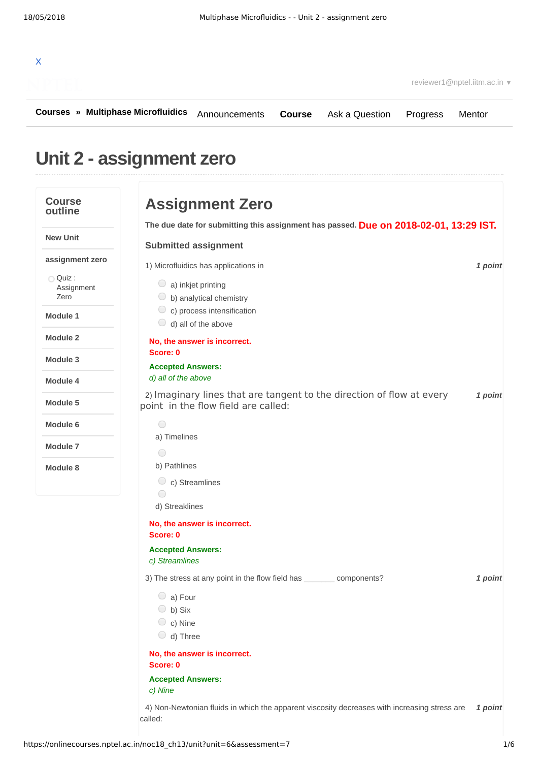X

reviewer1@nptel.iitm.ac.in ▼

**Courses » Multiphase Microfluidics** Announcements **Course** Ask a Question Progress Mentor

# Unit 2 - assignment zero

**Course outline**

- **New Unit**
- **assignment zero**
  - Quiz : Assignment Zero
- **Module 1**
- **Module 2**
- **Module 3**
- **Module 4**
- **Module 5**
- **Module 6**
- **Module 7**
- **Module 8**

## Assignment Zero

**The due date for submitting this assignment has passed.** **Due on 2018-02-01, 13:29 IST.**

### Submitted assignment

1) Microfluidics has applications in *1 point*

- a) inkjet printing
- b) analytical chemistry
- c) process intensification
- d) all of the above

**No, the answer is incorrect.**
**Score: 0**

**Accepted Answers:**
*d) all of the above*

2) Imaginary lines that are tangent to the direction of flow at every point in the flow field are called: *1 point*

- a) Timelines
- b) Pathlines
- c) Streamlines
- d) Streaklines

**No, the answer is incorrect.**
**Score: 0**

**Accepted Answers:**
*c) Streamlines*

3) The stress at any point in the flow field has _______ components? *1 point*

- a) Four
- b) Six
- c) Nine
- d) Three

**No, the answer is incorrect.**
**Score: 0**

**Accepted Answers:**
*c) Nine*

4) Non-Newtonian fluids in which the apparent viscosity decreases with increasing stress are called: *1 point*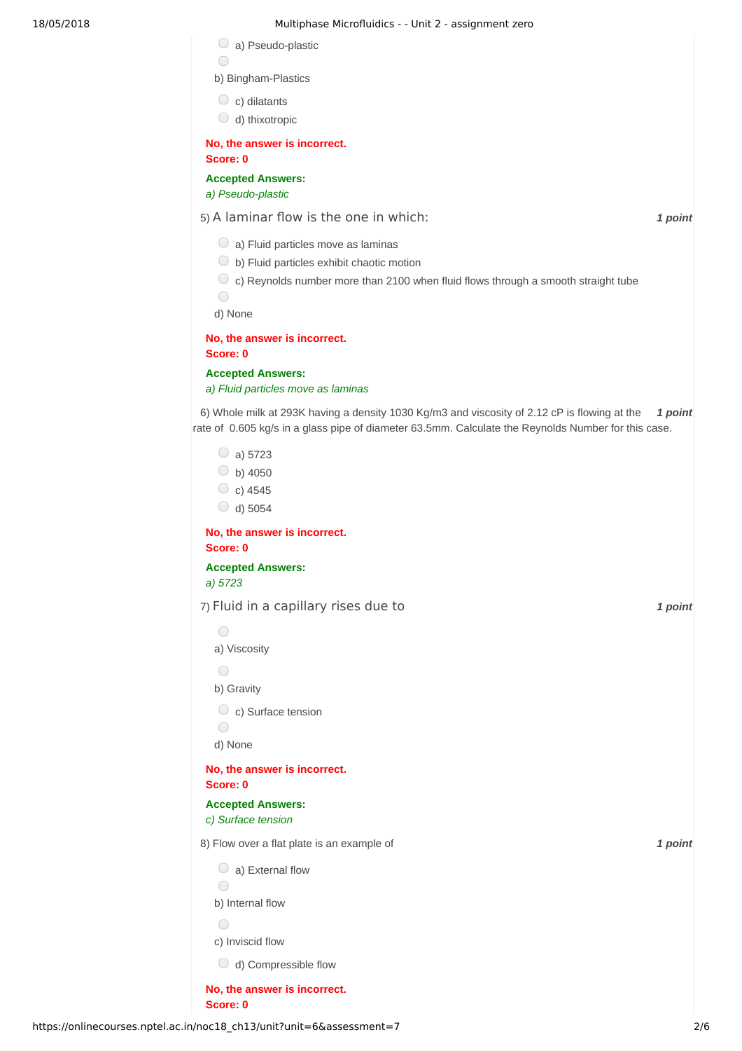a) Pseudo-plastic

b) Bingham-Plastics

c) dilatants

d) thixotropic

**No, the answer is incorrect.**
**Score: 0**

**Accepted Answers:**
*a) Pseudo-plastic*

5) A laminar flow is the one in which: ***1 point***

a) Fluid particles move as laminas

b) Fluid particles exhibit chaotic motion

c) Reynolds number more than 2100 when fluid flows through a smooth straight tube

d) None

**No, the answer is incorrect.**
**Score: 0**

**Accepted Answers:**
*a) Fluid particles move as laminas*

6) Whole milk at 293K having a density 1030 Kg/m3 and viscosity of 2.12 cP is flowing at the rate of 0.605 kg/s in a glass pipe of diameter 63.5mm. Calculate the Reynolds Number for this case. ***1 point***

a) 5723

b) 4050

c) 4545

d) 5054

**No, the answer is incorrect.**
**Score: 0**

**Accepted Answers:**
*a) 5723*

7) Fluid in a capillary rises due to ***1 point***

a) Viscosity

b) Gravity

c) Surface tension

d) None

**No, the answer is incorrect.**
**Score: 0**

**Accepted Answers:**
*c) Surface tension*

8) Flow over a flat plate is an example of ***1 point***

a) External flow

b) Internal flow

c) Inviscid flow

d) Compressible flow

**No, the answer is incorrect.**
**Score: 0**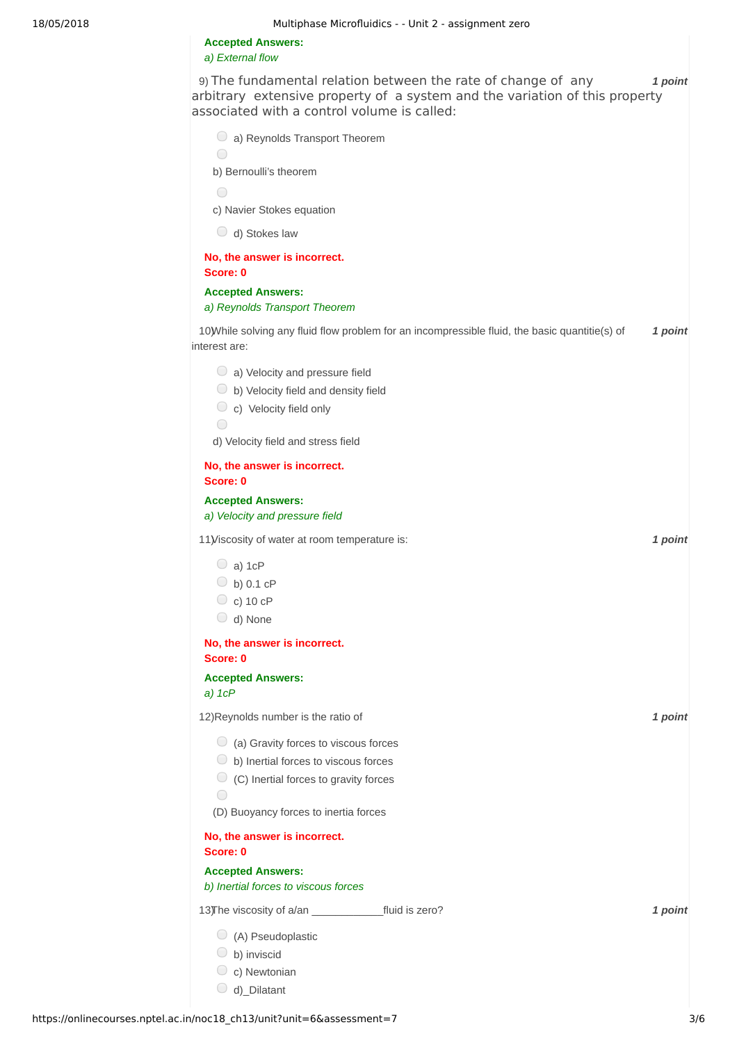**Accepted Answers:**
*a) External flow*

9) The fundamental relation between the rate of change of any arbitrary extensive property of a system and the variation of this property associated with a control volume is called: ***1 point***

- a) Reynolds Transport Theorem
- b) Bernoulli's theorem
- c) Navier Stokes equation
- d) Stokes law

**No, the answer is incorrect.**
**Score: 0**

**Accepted Answers:**
*a) Reynolds Transport Theorem*

10) While solving any fluid flow problem for an incompressible fluid, the basic quantitie(s) of interest are: ***1 point***

- a) Velocity and pressure field
- b) Velocity field and density field
- c) Velocity field only
- d) Velocity field and stress field

**No, the answer is incorrect.**
**Score: 0**

**Accepted Answers:**
*a) Velocity and pressure field*

11) Viscosity of water at room temperature is: ***1 point***

- a) 1cP
- b) 0.1 cP
- c) 10 cP
- d) None

**No, the answer is incorrect.**
**Score: 0**

**Accepted Answers:**
*a) 1cP*

12) Reynolds number is the ratio of ***1 point***

- (a) Gravity forces to viscous forces
- b) Inertial forces to viscous forces
- (C) Inertial forces to gravity forces
- (D) Buoyancy forces to inertia forces

**No, the answer is incorrect.**
**Score: 0**

**Accepted Answers:**
*b) Inertial forces to viscous forces*

13) The viscosity of a/an ____________fluid is zero? ***1 point***

- (A) Pseudoplastic
- b) inviscid
- c) Newtonian
- d)_Dilatant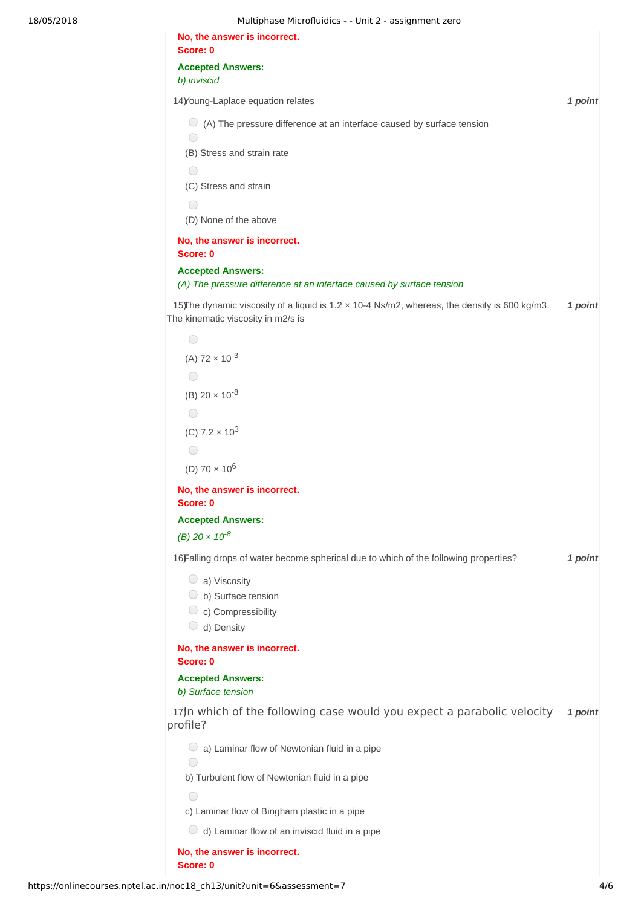**No, the answer is incorrect.**
**Score: 0**

**Accepted Answers:**
*b) inviscid*

14) Young-Laplace equation relates **1 point**

- (A) The pressure difference at an interface caused by surface tension
- (B) Stress and strain rate
- (C) Stress and strain
- (D) None of the above

**No, the answer is incorrect.**
**Score: 0**

**Accepted Answers:**
*(A) The pressure difference at an interface caused by surface tension*

15) The dynamic viscosity of a liquid is 1.2 × 10-4 Ns/m2, whereas, the density is 600 kg/m3. The kinematic viscosity in m2/s is **1 point**

- (A) $72 \times 10^{-3}$
- (B) $20 \times 10^{-8}$
- (C) $7.2 \times 10^{3}$
- (D) $70 \times 10^{6}$

**No, the answer is incorrect.**
**Score: 0**

**Accepted Answers:**
*(B) $20 \times 10^{-8}$*

16) Falling drops of water become spherical due to which of the following properties? **1 point**

- a) Viscosity
- b) Surface tension
- c) Compressibility
- d) Density

**No, the answer is incorrect.**
**Score: 0**

**Accepted Answers:**
*b) Surface tension*

17) In which of the following case would you expect a parabolic velocity profile? **1 point**

- a) Laminar flow of Newtonian fluid in a pipe
- b) Turbulent flow of Newtonian fluid in a pipe
- c) Laminar flow of Bingham plastic in a pipe
- d) Laminar flow of an inviscid fluid in a pipe

**No, the answer is incorrect.**
**Score: 0**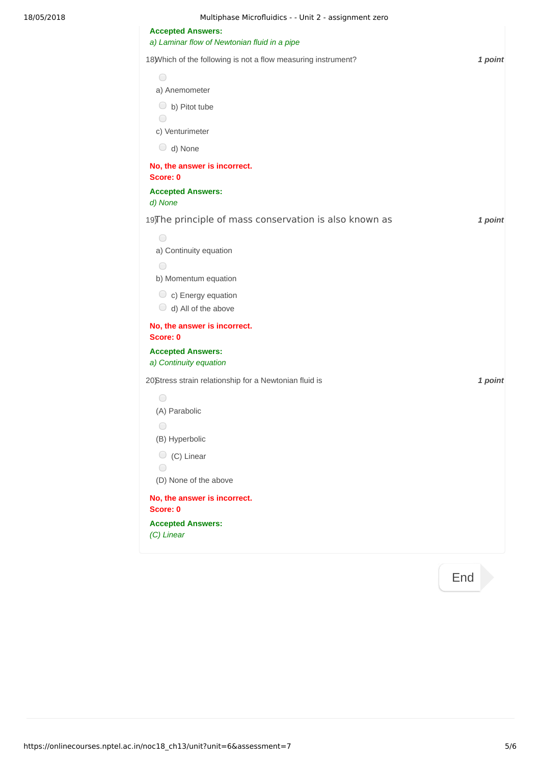**Accepted Answers:**
*a) Laminar flow of Newtonian fluid in a pipe*

18) Which of the following is not a flow measuring instrument? **1 point**

- a) Anemometer
- b) Pitot tube
- c) Venturimeter
- d) None

**No, the answer is incorrect.**
**Score: 0**

**Accepted Answers:**
*d) None*

19) The principle of mass conservation is also known as **1 point**

- a) Continuity equation
- b) Momentum equation
- c) Energy equation
- d) All of the above

**No, the answer is incorrect.**
**Score: 0**

**Accepted Answers:**
*a) Continuity equation*

20) Stress strain relationship for a Newtonian fluid is **1 point**

- (A) Parabolic
- (B) Hyperbolic
- (C) Linear
- (D) None of the above

**No, the answer is incorrect.**
**Score: 0**

**Accepted Answers:**
*(C) Linear*

End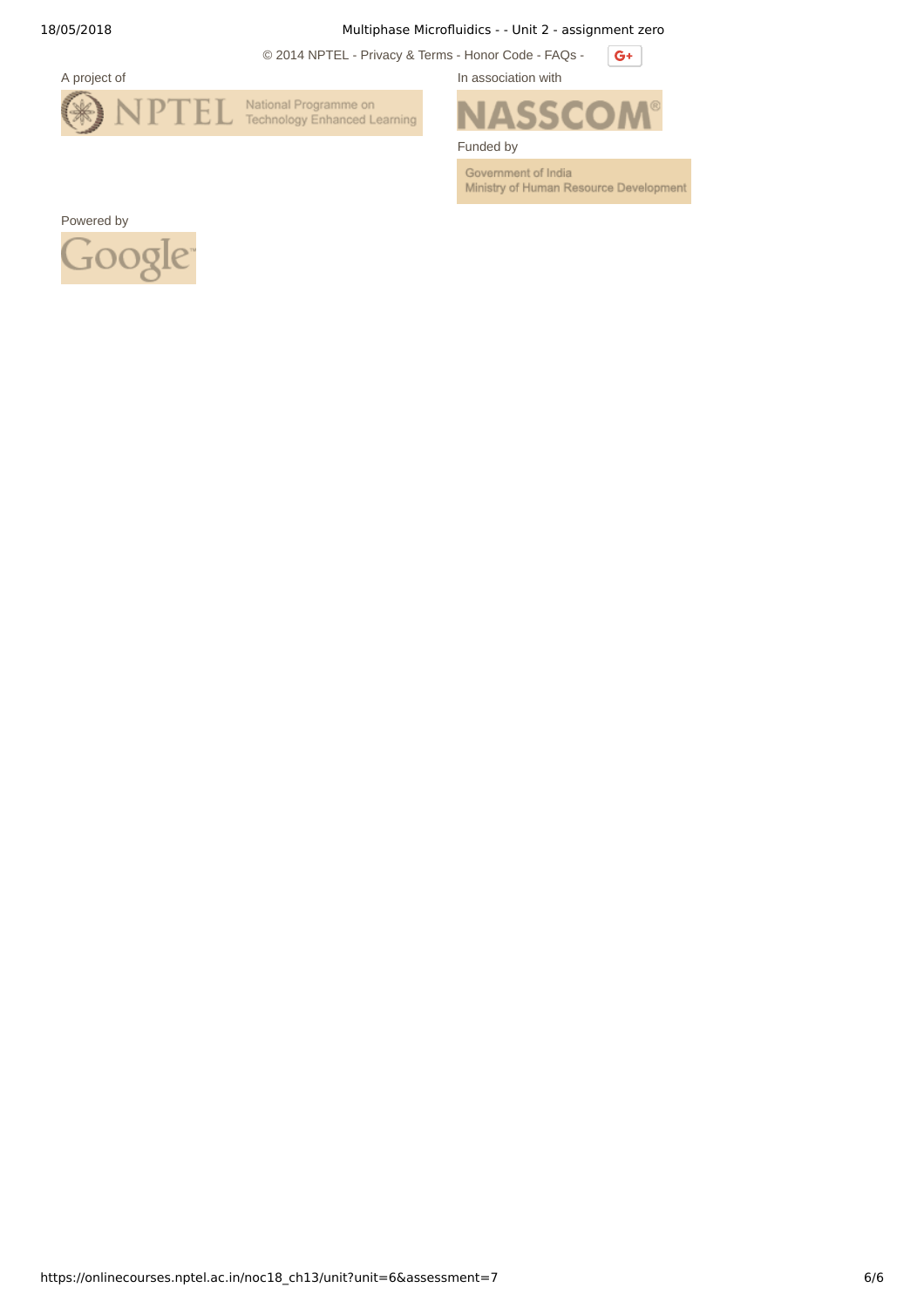© 2014 NPTEL - Privacy & Terms - Honor Code - FAQs -

A project of

NPTEL National Programme on Technology Enhanced Learning

In association with

NASSCOM®

Funded by

Government of India
Ministry of Human Resource Development

Powered by

Google